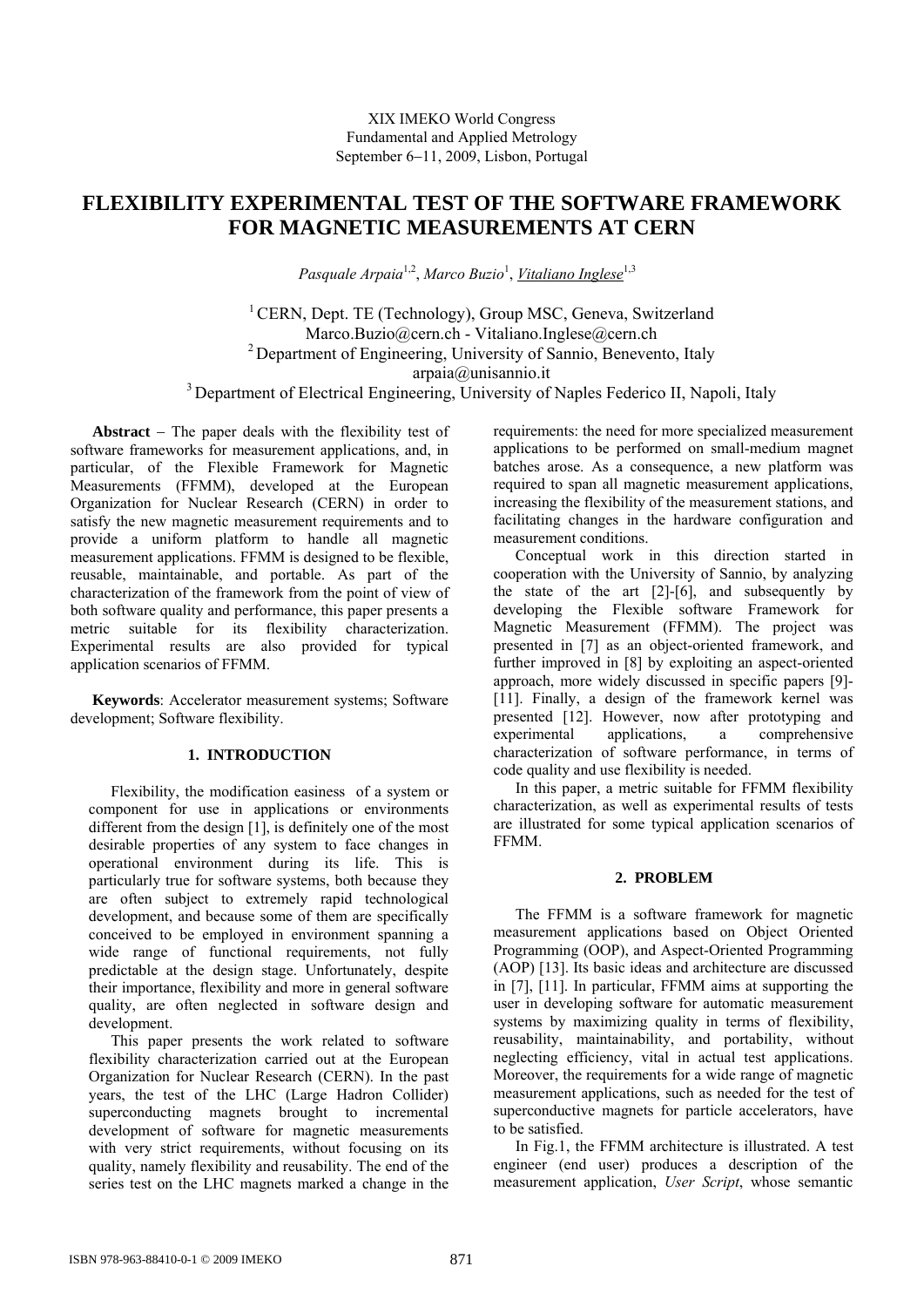XIX IMEKO World Congress
Fundamental and Applied Metrology
September 6−11, 2009, Lisbon, Portugal

# FLEXIBILITY EXPERIMENTAL TEST OF THE SOFTWARE FRAMEWORK FOR MAGNETIC MEASUREMENTS AT CERN

*Pasquale Arpaia*[1,2], *Marco Buzio*[1], *Vitaliano Inglese*[1,3]

[1] CERN, Dept. TE (Technology), Group MSC, Geneva, Switzerland
Marco.Buzio@cern.ch - Vitaliano.Inglese@cern.ch
[2] Department of Engineering, University of Sannio, Benevento, Italy
arpaia@unisannio.it
[3] Department of Electrical Engineering, University of Naples Federico II, Napoli, Italy

**Abstract** − The paper deals with the flexibility test of software frameworks for measurement applications, and, in particular, of the Flexible Framework for Magnetic Measurements (FFMM), developed at the European Organization for Nuclear Research (CERN) in order to satisfy the new magnetic measurement requirements and to provide a uniform platform to handle all magnetic measurement applications. FFMM is designed to be flexible, reusable, maintainable, and portable. As part of the characterization of the framework from the point of view of both software quality and performance, this paper presents a metric suitable for its flexibility characterization. Experimental results are also provided for typical application scenarios of FFMM.

**Keywords**: Accelerator measurement systems; Software development; Software flexibility.

## 1. INTRODUCTION

Flexibility, the modification easiness of a system or component for use in applications or environments different from the design [1], is definitely one of the most desirable properties of any system to face changes in operational environment during its life. This is particularly true for software systems, both because they are often subject to extremely rapid technological development, and because some of them are specifically conceived to be employed in environment spanning a wide range of functional requirements, not fully predictable at the design stage. Unfortunately, despite their importance, flexibility and more in general software quality, are often neglected in software design and development.

This paper presents the work related to software flexibility characterization carried out at the European Organization for Nuclear Research (CERN). In the past years, the test of the LHC (Large Hadron Collider) superconducting magnets brought to incremental development of software for magnetic measurements with very strict requirements, without focusing on its quality, namely flexibility and reusability. The end of the series test on the LHC magnets marked a change in the requirements: the need for more specialized measurement applications to be performed on small-medium magnet batches arose. As a consequence, a new platform was required to span all magnetic measurement applications, increasing the flexibility of the measurement stations, and facilitating changes in the hardware configuration and measurement conditions.

Conceptual work in this direction started in cooperation with the University of Sannio, by analyzing the state of the art [2]-[6], and subsequently by developing the Flexible software Framework for Magnetic Measurement (FFMM). The project was presented in [7] as an object-oriented framework, and further improved in [8] by exploiting an aspect-oriented approach, more widely discussed in specific papers [9]-[11]. Finally, a design of the framework kernel was presented [12]. However, now after prototyping and experimental applications, a comprehensive characterization of software performance, in terms of code quality and use flexibility is needed.

In this paper, a metric suitable for FFMM flexibility characterization, as well as experimental results of tests are illustrated for some typical application scenarios of FFMM.

## 2. PROBLEM

The FFMM is a software framework for magnetic measurement applications based on Object Oriented Programming (OOP), and Aspect-Oriented Programming (AOP) [13]. Its basic ideas and architecture are discussed in [7], [11]. In particular, FFMM aims at supporting the user in developing software for automatic measurement systems by maximizing quality in terms of flexibility, reusability, maintainability, and portability, without neglecting efficiency, vital in actual test applications. Moreover, the requirements for a wide range of magnetic measurement applications, such as needed for the test of superconductive magnets for particle accelerators, have to be satisfied.

In Fig.1, the FFMM architecture is illustrated. A test engineer (end user) produces a description of the measurement application, *User Script*, whose semantic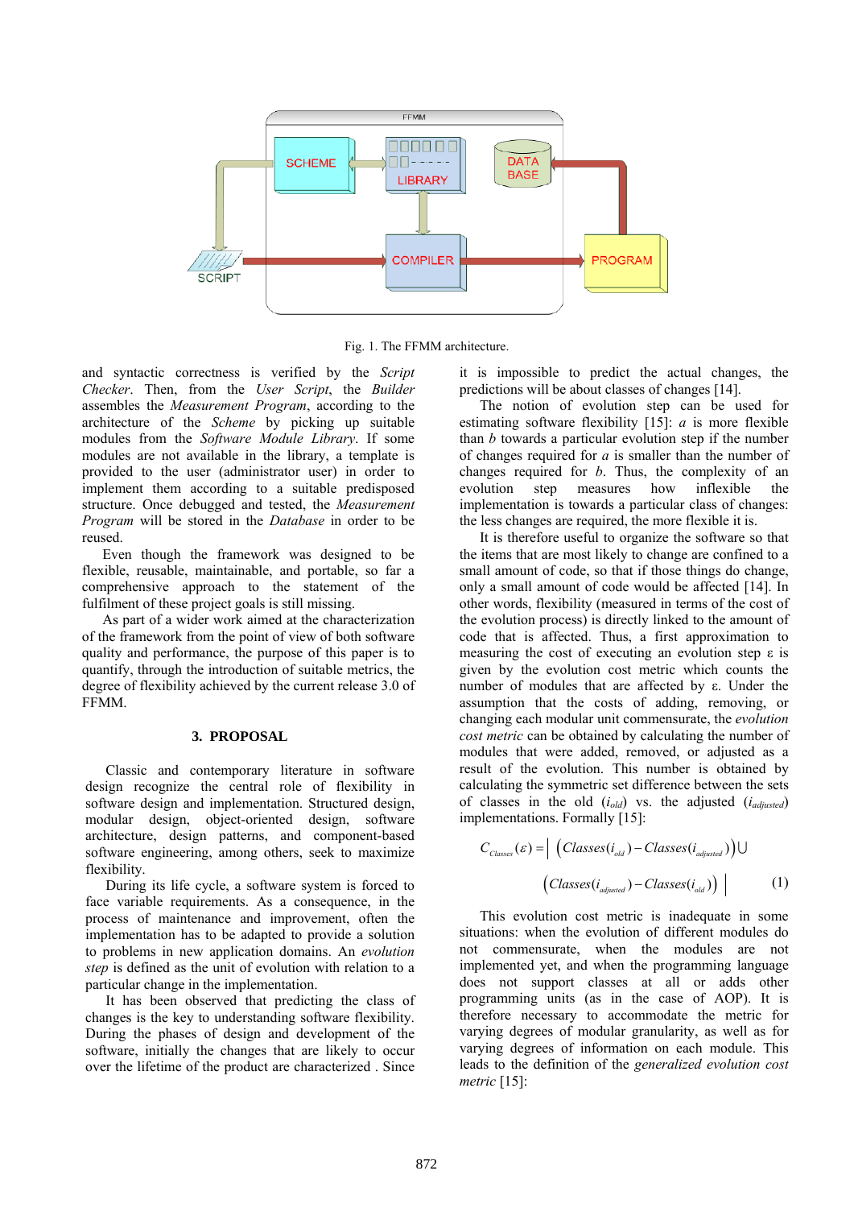Fig. 1. The FFMM architecture.

and syntactic correctness is verified by the *Script Checker*. Then, from the *User Script*, the *Builder* assembles the *Measurement Program*, according to the architecture of the *Scheme* by picking up suitable modules from the *Software Module Library*. If some modules are not available in the library, a template is provided to the user (administrator user) in order to implement them according to a suitable predisposed structure. Once debugged and tested, the *Measurement Program* will be stored in the *Database* in order to be reused.

Even though the framework was designed to be flexible, reusable, maintainable, and portable, so far a comprehensive approach to the statement of the fulfilment of these project goals is still missing.

As part of a wider work aimed at the characterization of the framework from the point of view of both software quality and performance, the purpose of this paper is to quantify, through the introduction of suitable metrics, the degree of flexibility achieved by the current release 3.0 of FFMM.

## 3. PROPOSAL

Classic and contemporary literature in software design recognize the central role of flexibility in software design and implementation. Structured design, modular design, object-oriented design, software architecture, design patterns, and component-based software engineering, among others, seek to maximize flexibility.

During its life cycle, a software system is forced to face variable requirements. As a consequence, in the process of maintenance and improvement, often the implementation has to be adapted to provide a solution to problems in new application domains. An *evolution step* is defined as the unit of evolution with relation to a particular change in the implementation.

It has been observed that predicting the class of changes is the key to understanding software flexibility. During the phases of design and development of the software, initially the changes that are likely to occur over the lifetime of the product are characterized . Since it is impossible to predict the actual changes, the predictions will be about classes of changes [14].

The notion of evolution step can be used for estimating software flexibility [15]: *a* is more flexible than *b* towards a particular evolution step if the number of changes required for *a* is smaller than the number of changes required for *b*. Thus, the complexity of an evolution step measures how inflexible the implementation is towards a particular class of changes: the less changes are required, the more flexible it is.

It is therefore useful to organize the software so that the items that are most likely to change are confined to a small amount of code, so that if those things do change, only a small amount of code would be affected [14]. In other words, flexibility (measured in terms of the cost of the evolution process) is directly linked to the amount of code that is affected. Thus, a first approximation to measuring the cost of executing an evolution step $\varepsilon$ is given by the evolution cost metric which counts the number of modules that are affected by $\varepsilon$. Under the assumption that the costs of adding, removing, or changing each modular unit commensurate, the *evolution cost metric* can be obtained by calculating the number of modules that were added, removed, or adjusted as a result of the evolution. This number is obtained by calculating the symmetric set difference between the sets of classes in the old ($i_{old}$) vs. the adjusted ($i_{adjusted}$) implementations. Formally [15]:

$$C_{Classes}(\varepsilon) = \left| \left( Classes(i_{old}) - Classes(i_{adjusted}) \right) \cup \left( Classes(i_{adjusted}) - Classes(i_{old}) \right) \right| \quad (1)$$

This evolution cost metric is inadequate in some situations: when the evolution of different modules do not commensurate, when the modules are not implemented yet, and when the programming language does not support classes at all or adds other programming units (as in the case of AOP). It is therefore necessary to accommodate the metric for varying degrees of modular granularity, as well as for varying degrees of information on each module. This leads to the definition of the *generalized evolution cost metric* [15]: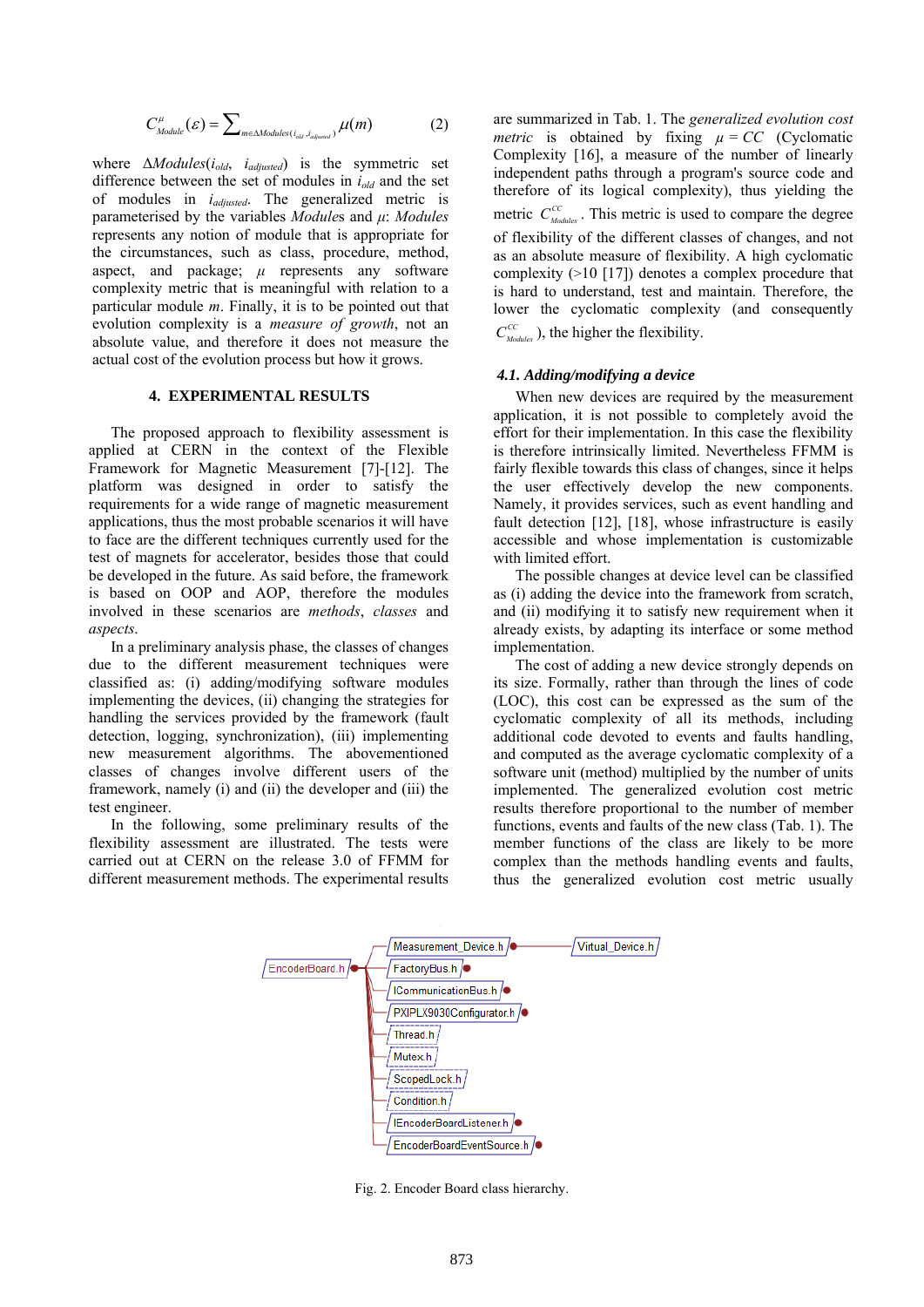$$C^{\mu}_{Module}(\varepsilon) = \sum_{m \in \Delta Modules(i_{old}, i_{adjusted})} \mu(m) \qquad (2)$$

where $\Delta Modules(i_{old}, i_{adjusted})$ is the symmetric set difference between the set of modules in $i_{old}$ and the set of modules in $i_{adjusted}$. The generalized metric is parameterised by the variables *Modules* and $\mu$: *Modules* represents any notion of module that is appropriate for the circumstances, such as class, procedure, method, aspect, and package; $\mu$ represents any software complexity metric that is meaningful with relation to a particular module *m*. Finally, it is to be pointed out that evolution complexity is a *measure of growth*, not an absolute value, and therefore it does not measure the actual cost of the evolution process but how it grows.

## 4. EXPERIMENTAL RESULTS

The proposed approach to flexibility assessment is applied at CERN in the context of the Flexible Framework for Magnetic Measurement [7]-[12]. The platform was designed in order to satisfy the requirements for a wide range of magnetic measurement applications, thus the most probable scenarios it will have to face are the different techniques currently used for the test of magnets for accelerator, besides those that could be developed in the future. As said before, the framework is based on OOP and AOP, therefore the modules involved in these scenarios are *methods*, *classes* and *aspects*.

In a preliminary analysis phase, the classes of changes due to the different measurement techniques were classified as: (i) adding/modifying software modules implementing the devices, (ii) changing the strategies for handling the services provided by the framework (fault detection, logging, synchronization), (iii) implementing new measurement algorithms. The abovementioned classes of changes involve different users of the framework, namely (i) and (ii) the developer and (iii) the test engineer.

In the following, some preliminary results of the flexibility assessment are illustrated. The tests were carried out at CERN on the release 3.0 of FFMM for different measurement methods. The experimental results are summarized in Tab. 1. The *generalized evolution cost metric* is obtained by fixing $\mu = CC$ (Cyclomatic Complexity [16], a measure of the number of linearly independent paths through a program's source code and therefore of its logical complexity), thus yielding the metric $C^{CC}_{Modules}$. This metric is used to compare the degree of flexibility of the different classes of changes, and not as an absolute measure of flexibility. A high cyclomatic complexity (>10 [17]) denotes a complex procedure that is hard to understand, test and maintain. Therefore, the lower the cyclomatic complexity (and consequently $C^{CC}_{Modules}$), the higher the flexibility.

### 4.1. Adding/modifying a device

When new devices are required by the measurement application, it is not possible to completely avoid the effort for their implementation. In this case the flexibility is therefore intrinsically limited. Nevertheless FFMM is fairly flexible towards this class of changes, since it helps the user effectively develop the new components. Namely, it provides services, such as event handling and fault detection [12], [18], whose infrastructure is easily accessible and whose implementation is customizable with limited effort.

The possible changes at device level can be classified as (i) adding the device into the framework from scratch, and (ii) modifying it to satisfy new requirement when it already exists, by adapting its interface or some method implementation.

The cost of adding a new device strongly depends on its size. Formally, rather than through the lines of code (LOC), this cost can be expressed as the sum of the cyclomatic complexity of all its methods, including additional code devoted to events and faults handling, and computed as the average cyclomatic complexity of a software unit (method) multiplied by the number of units implemented. The generalized evolution cost metric results therefore proportional to the number of member functions, events and faults of the new class (Tab. 1). The member functions of the class are likely to be more complex than the methods handling events and faults, thus the generalized evolution cost metric usually

Fig. 2. Encoder Board class hierarchy.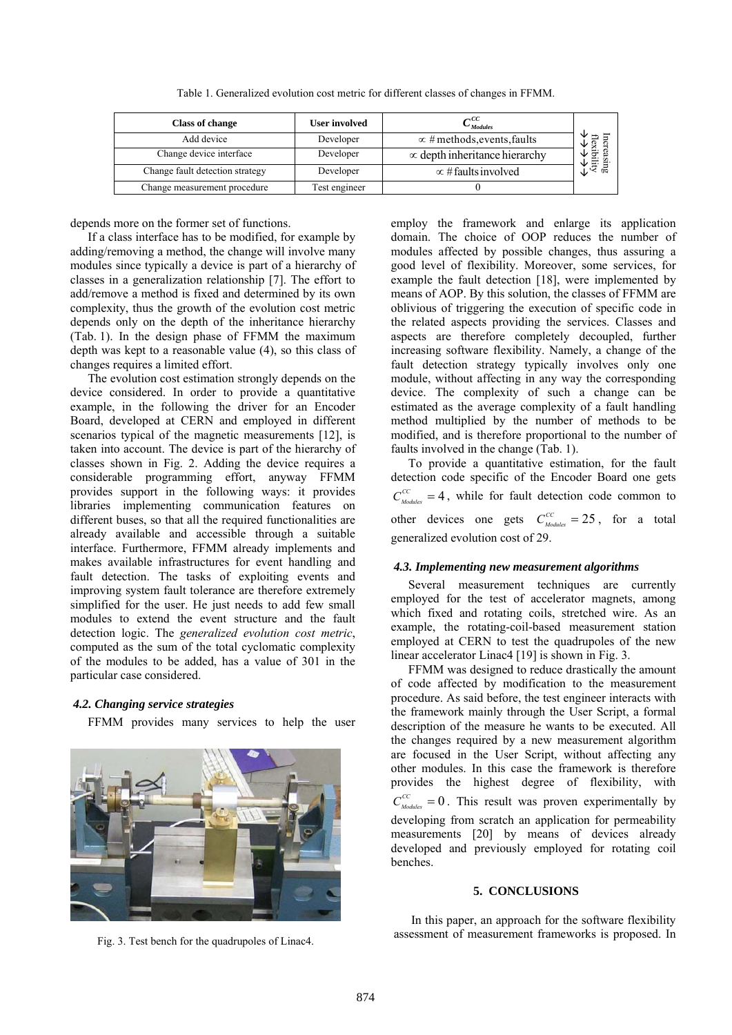Table 1. Generalized evolution cost metric for different classes of changes in FFMM.

| Class of change | User involved | $C^{CC}_{Modules}$ | |
|---|---|---|---|
| Add device | Developer | $\propto$ # methods, events, faults | Increasing flexibility ↓ |
| Change device interface | Developer | $\propto$ depth inheritance hierarchy | ↓ |
| Change fault detection strategy | Developer | $\propto$ # faults involved | ↓ |
| Change measurement procedure | Test engineer | 0 | |

depends more on the former set of functions.

If a class interface has to be modified, for example by adding/removing a method, the change will involve many modules since typically a device is part of a hierarchy of classes in a generalization relationship [7]. The effort to add/remove a method is fixed and determined by its own complexity, thus the growth of the evolution cost metric depends only on the depth of the inheritance hierarchy (Tab. 1). In the design phase of FFMM the maximum depth was kept to a reasonable value (4), so this class of changes requires a limited effort.

The evolution cost estimation strongly depends on the device considered. In order to provide a quantitative example, in the following the driver for an Encoder Board, developed at CERN and employed in different scenarios typical of the magnetic measurements [12], is taken into account. The device is part of the hierarchy of classes shown in Fig. 2. Adding the device requires a considerable programming effort, anyway FFMM provides support in the following ways: it provides libraries implementing communication features on different buses, so that all the required functionalities are already available and accessible through a suitable interface. Furthermore, FFMM already implements and makes available infrastructures for event handling and fault detection. The tasks of exploiting events and improving system fault tolerance are therefore extremely simplified for the user. He just needs to add few small modules to extend the event structure and the fault detection logic. The *generalized evolution cost metric*, computed as the sum of the total cyclomatic complexity of the modules to be added, has a value of 301 in the particular case considered.

### 4.2. Changing service strategies

FFMM provides many services to help the user employ the framework and enlarge its application domain. The choice of OOP reduces the number of modules affected by possible changes, thus assuring a good level of flexibility. Moreover, some services, for example the fault detection [18], were implemented by means of AOP. By this solution, the classes of FFMM are oblivious of triggering the execution of specific code in the related aspects providing the services. Classes and aspects are therefore completely decoupled, further increasing software flexibility. Namely, a change of the fault detection strategy typically involves only one module, without affecting in any way the corresponding device. The complexity of such a change can be estimated as the average complexity of a fault handling method multiplied by the number of methods to be modified, and is therefore proportional to the number of faults involved in the change (Tab. 1).

To provide a quantitative estimation, for the fault detection code specific of the Encoder Board one gets $C^{CC}_{Modules} = 4$, while for fault detection code common to other devices one gets $C^{CC}_{Modules} = 25$, for a total generalized evolution cost of 29.

### 4.3. Implementing new measurement algorithms

Several measurement techniques are currently employed for the test of accelerator magnets, among which fixed and rotating coils, stretched wire. As an example, the rotating-coil-based measurement station employed at CERN to test the quadrupoles of the new linear accelerator Linac4 [19] is shown in Fig. 3.

FFMM was designed to reduce drastically the amount of code affected by modification to the measurement procedure. As said before, the test engineer interacts with the framework mainly through the User Script, a formal description of the measure he wants to be executed. All the changes required by a new measurement algorithm are focused in the User Script, without affecting any other modules. In this case the framework is therefore provides the highest degree of flexibility, with $C^{CC}_{Modules} = 0$. This result was proven experimentally by developing from scratch an application for permeability measurements [20] by means of devices already developed and previously employed for rotating coil benches.

Fig. 3. Test bench for the quadrupoles of Linac4.

## 5. CONCLUSIONS

In this paper, an approach for the software flexibility assessment of measurement frameworks is proposed. In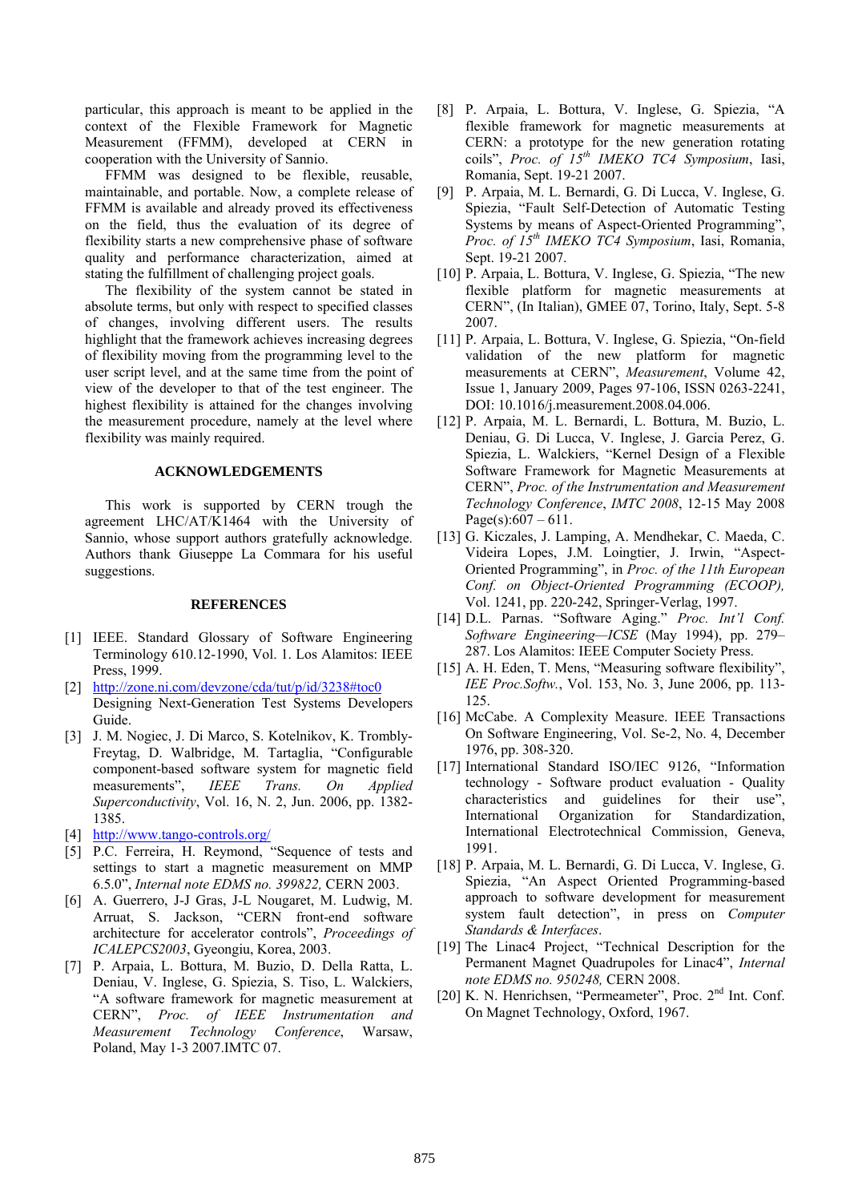particular, this approach is meant to be applied in the context of the Flexible Framework for Magnetic Measurement (FFMM), developed at CERN in cooperation with the University of Sannio.

FFMM was designed to be flexible, reusable, maintainable, and portable. Now, a complete release of FFMM is available and already proved its effectiveness on the field, thus the evaluation of its degree of flexibility starts a new comprehensive phase of software quality and performance characterization, aimed at stating the fulfillment of challenging project goals.

The flexibility of the system cannot be stated in absolute terms, but only with respect to specified classes of changes, involving different users. The results highlight that the framework achieves increasing degrees of flexibility moving from the programming level to the user script level, and at the same time from the point of view of the developer to that of the test engineer. The highest flexibility is attained for the changes involving the measurement procedure, namely at the level where flexibility was mainly required.

## ACKNOWLEDGEMENTS

This work is supported by CERN trough the agreement LHC/AT/K1464 with the University of Sannio, whose support authors gratefully acknowledge. Authors thank Giuseppe La Commara for his useful suggestions.

## REFERENCES

[1] IEEE. Standard Glossary of Software Engineering Terminology 610.12-1990, Vol. 1. Los Alamitos: IEEE Press, 1999.

[2] http://zone.ni.com/devzone/cda/tut/p/id/3238#toc0 Designing Next-Generation Test Systems Developers Guide.

[3] J. M. Nogiec, J. Di Marco, S. Kotelnikov, K. Trombly-Freytag, D. Walbridge, M. Tartaglia, "Configurable component-based software system for magnetic field measurements", *IEEE Trans. On Applied Superconductivity*, Vol. 16, N. 2, Jun. 2006, pp. 1382-1385.

[4] http://www.tango-controls.org/

[5] P.C. Ferreira, H. Reymond, "Sequence of tests and settings to start a magnetic measurement on MMP 6.5.0", *Internal note EDMS no. 399822,* CERN 2003.

[6] A. Guerrero, J-J Gras, J-L Nougaret, M. Ludwig, M. Arruat, S. Jackson, "CERN front-end software architecture for accelerator controls", *Proceedings of ICALEPCS2003*, Gyeongiu, Korea, 2003.

[7] P. Arpaia, L. Bottura, M. Buzio, D. Della Ratta, L. Deniau, V. Inglese, G. Spiezia, S. Tiso, L. Walckiers, "A software framework for magnetic measurement at CERN", *Proc. of IEEE Instrumentation and Measurement Technology Conference*, Warsaw, Poland, May 1-3 2007.IMTC 07.

[8] P. Arpaia, L. Bottura, V. Inglese, G. Spiezia, "A flexible framework for magnetic measurements at CERN: a prototype for the new generation rotating coils", *Proc. of 15th IMEKO TC4 Symposium*, Iasi, Romania, Sept. 19-21 2007.

[9] P. Arpaia, M. L. Bernardi, G. Di Lucca, V. Inglese, G. Spiezia, "Fault Self-Detection of Automatic Testing Systems by means of Aspect-Oriented Programming", *Proc. of 15th IMEKO TC4 Symposium*, Iasi, Romania, Sept. 19-21 2007.

[10] P. Arpaia, L. Bottura, V. Inglese, G. Spiezia, "The new flexible platform for magnetic measurements at CERN", (In Italian), GMEE 07, Torino, Italy, Sept. 5-8 2007.

[11] P. Arpaia, L. Bottura, V. Inglese, G. Spiezia, "On-field validation of the new platform for magnetic measurements at CERN", *Measurement*, Volume 42, Issue 1, January 2009, Pages 97-106, ISSN 0263-2241, DOI: 10.1016/j.measurement.2008.04.006.

[12] P. Arpaia, M. L. Bernardi, L. Bottura, M. Buzio, L. Deniau, G. Di Lucca, V. Inglese, J. Garcia Perez, G. Spiezia, L. Walckiers, "Kernel Design of a Flexible Software Framework for Magnetic Measurements at CERN", *Proc. of the Instrumentation and Measurement Technology Conference*, *IMTC 2008*, 12-15 May 2008 Page(s):607 – 611.

[13] G. Kiczales, J. Lamping, A. Mendhekar, C. Maeda, C. Videira Lopes, J.M. Loingtier, J. Irwin, "Aspect-Oriented Programming", in *Proc. of the 11th European Conf. on Object-Oriented Programming (ECOOP),* Vol. 1241, pp. 220-242, Springer-Verlag, 1997.

[14] D.L. Parnas. "Software Aging." *Proc. Int'l Conf. Software Engineering—ICSE* (May 1994), pp. 279–287. Los Alamitos: IEEE Computer Society Press.

[15] A. H. Eden, T. Mens, "Measuring software flexibility", *IEE Proc.Softw.*, Vol. 153, No. 3, June 2006, pp. 113-125.

[16] McCabe. A Complexity Measure. IEEE Transactions On Software Engineering, Vol. Se-2, No. 4, December 1976, pp. 308-320.

[17] International Standard ISO/IEC 9126, "Information technology - Software product evaluation - Quality characteristics and guidelines for their use", International Organization for Standardization, International Electrotechnical Commission, Geneva, 1991.

[18] P. Arpaia, M. L. Bernardi, G. Di Lucca, V. Inglese, G. Spiezia, "An Aspect Oriented Programming-based approach to software development for measurement system fault detection", in press on *Computer Standards & Interfaces*.

[19] The Linac4 Project, "Technical Description for the Permanent Magnet Quadrupoles for Linac4", *Internal note EDMS no. 950248,* CERN 2008.

[20] K. N. Henrichsen, "Permeameter", Proc. 2nd Int. Conf. On Magnet Technology, Oxford, 1967.